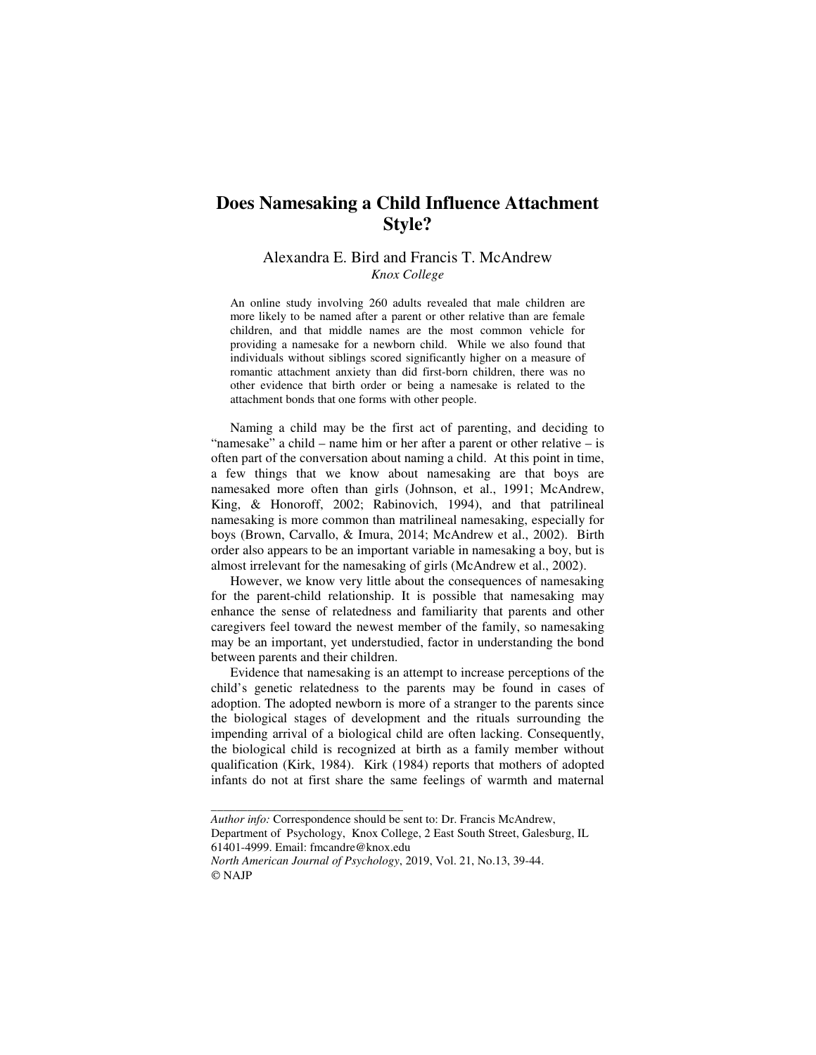# Does Namesaking a Child Influence Attachment Style?

Alexandra E. Bird and Francis T. McAndrew
*Knox College*

An online study involving 260 adults revealed that male children are more likely to be named after a parent or other relative than are female children, and that middle names are the most common vehicle for providing a namesake for a newborn child. While we also found that individuals without siblings scored significantly higher on a measure of romantic attachment anxiety than did first-born children, there was no other evidence that birth order or being a namesake is related to the attachment bonds that one forms with other people.

Naming a child may be the first act of parenting, and deciding to "namesake" a child – name him or her after a parent or other relative – is often part of the conversation about naming a child. At this point in time, a few things that we know about namesaking are that boys are namesaked more often than girls (Johnson, et al., 1991; McAndrew, King, & Honoroff, 2002; Rabinovich, 1994), and that patrilineal namesaking is more common than matrilineal namesaking, especially for boys (Brown, Carvallo, & Imura, 2014; McAndrew et al., 2002). Birth order also appears to be an important variable in namesaking a boy, but is almost irrelevant for the namesaking of girls (McAndrew et al., 2002).

However, we know very little about the consequences of namesaking for the parent-child relationship. It is possible that namesaking may enhance the sense of relatedness and familiarity that parents and other caregivers feel toward the newest member of the family, so namesaking may be an important, yet understudied, factor in understanding the bond between parents and their children.

Evidence that namesaking is an attempt to increase perceptions of the child's genetic relatedness to the parents may be found in cases of adoption. The adopted newborn is more of a stranger to the parents since the biological stages of development and the rituals surrounding the impending arrival of a biological child are often lacking. Consequently, the biological child is recognized at birth as a family member without qualification (Kirk, 1984). Kirk (1984) reports that mothers of adopted infants do not at first share the same feelings of warmth and maternal

---

*Author info:* Correspondence should be sent to: Dr. Francis McAndrew, Department of Psychology, Knox College, 2 East South Street, Galesburg, IL 61401-4999. Email: fmcandre@knox.edu

*North American Journal of Psychology*, 2019, Vol. 21, No.13, 39-44.
© NAJP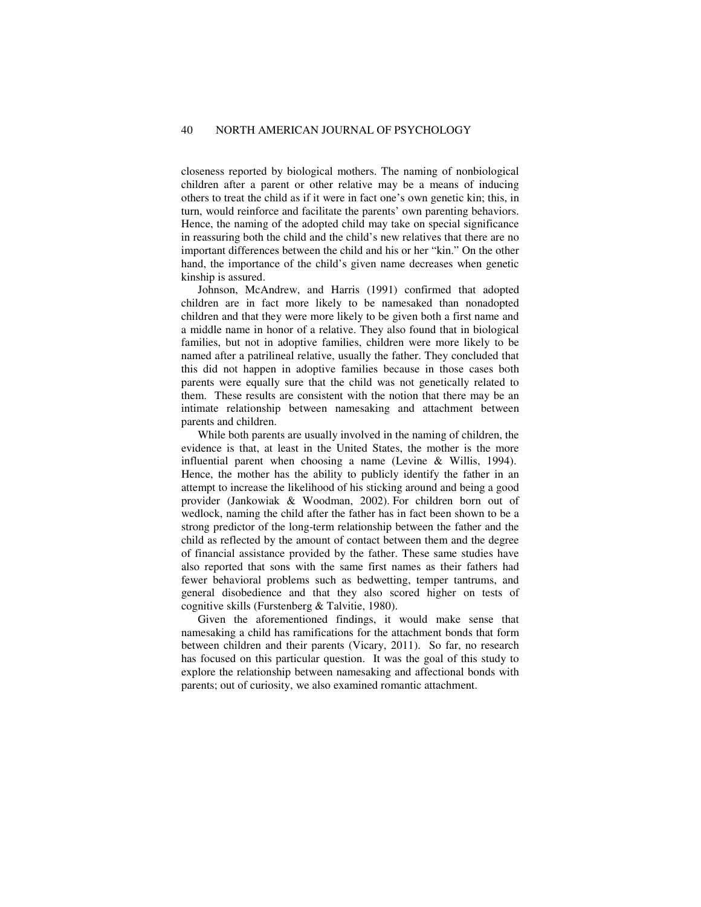closeness reported by biological mothers. The naming of nonbiological children after a parent or other relative may be a means of inducing others to treat the child as if it were in fact one's own genetic kin; this, in turn, would reinforce and facilitate the parents' own parenting behaviors. Hence, the naming of the adopted child may take on special significance in reassuring both the child and the child's new relatives that there are no important differences between the child and his or her "kin." On the other hand, the importance of the child's given name decreases when genetic kinship is assured.

Johnson, McAndrew, and Harris (1991) confirmed that adopted children are in fact more likely to be namesaked than nonadopted children and that they were more likely to be given both a first name and a middle name in honor of a relative. They also found that in biological families, but not in adoptive families, children were more likely to be named after a patrilineal relative, usually the father. They concluded that this did not happen in adoptive families because in those cases both parents were equally sure that the child was not genetically related to them. These results are consistent with the notion that there may be an intimate relationship between namesaking and attachment between parents and children.

While both parents are usually involved in the naming of children, the evidence is that, at least in the United States, the mother is the more influential parent when choosing a name (Levine & Willis, 1994). Hence, the mother has the ability to publicly identify the father in an attempt to increase the likelihood of his sticking around and being a good provider (Jankowiak & Woodman, 2002). For children born out of wedlock, naming the child after the father has in fact been shown to be a strong predictor of the long-term relationship between the father and the child as reflected by the amount of contact between them and the degree of financial assistance provided by the father. These same studies have also reported that sons with the same first names as their fathers had fewer behavioral problems such as bedwetting, temper tantrums, and general disobedience and that they also scored higher on tests of cognitive skills (Furstenberg & Talvitie, 1980).

Given the aforementioned findings, it would make sense that namesaking a child has ramifications for the attachment bonds that form between children and their parents (Vicary, 2011). So far, no research has focused on this particular question. It was the goal of this study to explore the relationship between namesaking and affectional bonds with parents; out of curiosity, we also examined romantic attachment.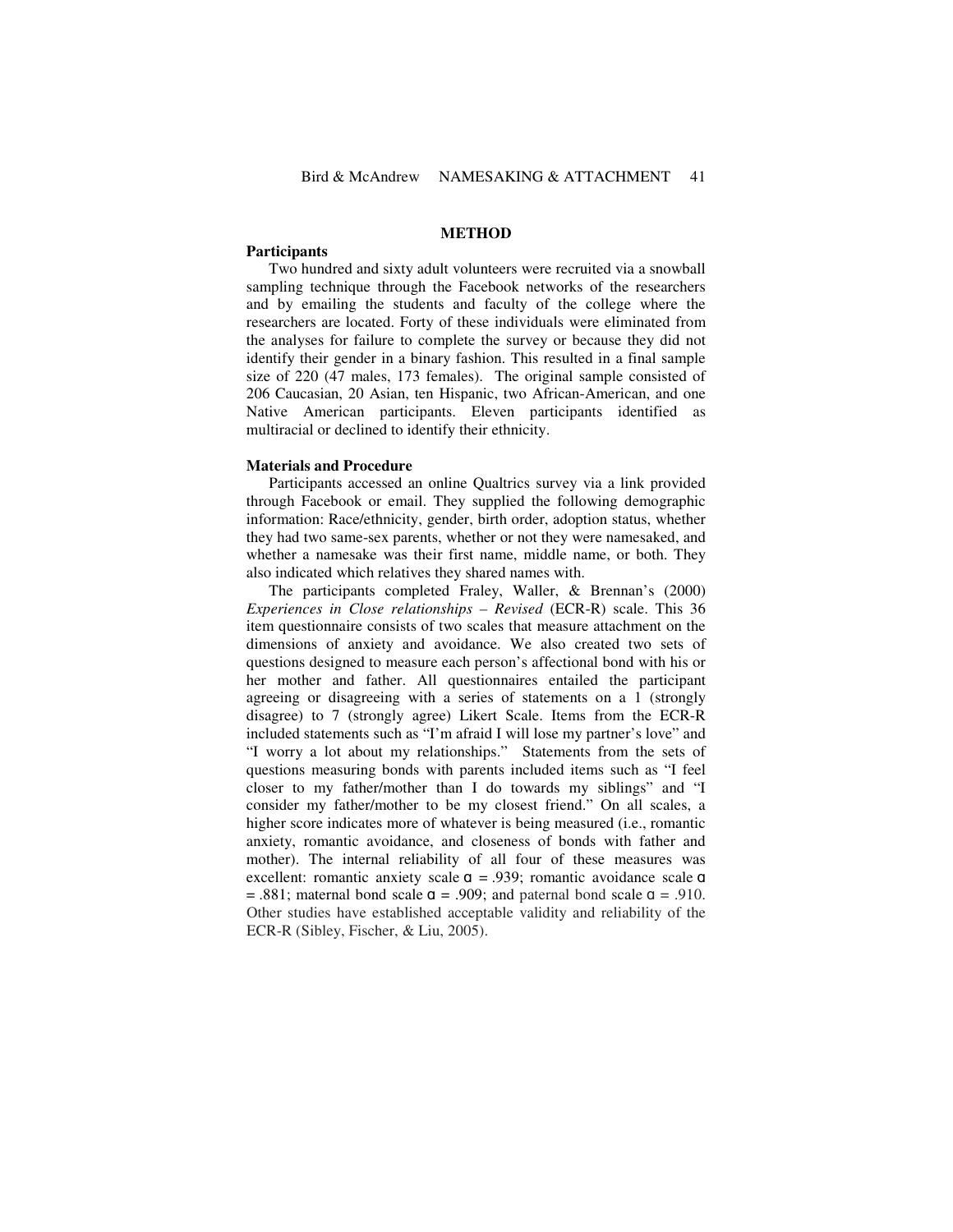## METHOD

### Participants

Two hundred and sixty adult volunteers were recruited via a snowball sampling technique through the Facebook networks of the researchers and by emailing the students and faculty of the college where the researchers are located. Forty of these individuals were eliminated from the analyses for failure to complete the survey or because they did not identify their gender in a binary fashion. This resulted in a final sample size of 220 (47 males, 173 females). The original sample consisted of 206 Caucasian, 20 Asian, ten Hispanic, two African-American, and one Native American participants. Eleven participants identified as multiracial or declined to identify their ethnicity.

### Materials and Procedure

Participants accessed an online Qualtrics survey via a link provided through Facebook or email. They supplied the following demographic information: Race/ethnicity, gender, birth order, adoption status, whether they had two same-sex parents, whether or not they were namesaked, and whether a namesake was their first name, middle name, or both. They also indicated which relatives they shared names with.

The participants completed Fraley, Waller, & Brennan's (2000) *Experiences in Close relationships – Revised* (ECR-R) scale. This 36 item questionnaire consists of two scales that measure attachment on the dimensions of anxiety and avoidance. We also created two sets of questions designed to measure each person's affectional bond with his or her mother and father. All questionnaires entailed the participant agreeing or disagreeing with a series of statements on a 1 (strongly disagree) to 7 (strongly agree) Likert Scale. Items from the ECR-R included statements such as "I'm afraid I will lose my partner's love" and "I worry a lot about my relationships." Statements from the sets of questions measuring bonds with parents included items such as "I feel closer to my father/mother than I do towards my siblings" and "I consider my father/mother to be my closest friend." On all scales, a higher score indicates more of whatever is being measured (i.e., romantic anxiety, romantic avoidance, and closeness of bonds with father and mother). The internal reliability of all four of these measures was excellent: romantic anxiety scale $\alpha = .939$; romantic avoidance scale $\alpha = .881$; maternal bond scale $\alpha = .909$; and paternal bond scale $\alpha = .910$. Other studies have established acceptable validity and reliability of the ECR-R (Sibley, Fischer, & Liu, 2005).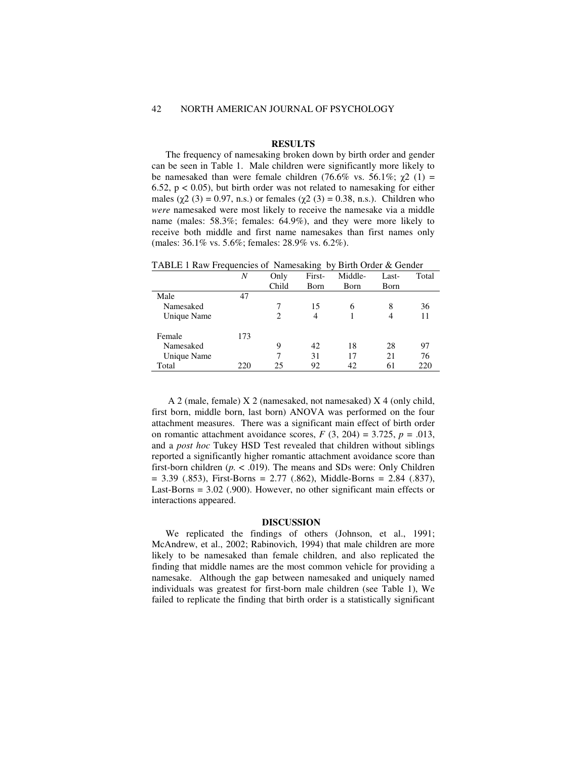## RESULTS

The frequency of namesaking broken down by birth order and gender can be seen in Table 1. Male children were significantly more likely to be namesaked than were female children (76.6% vs. 56.1%; $\chi2$ (1) = 6.52, $p < 0.05$), but birth order was not related to namesaking for either males ($\chi2$ (3) = 0.97, n.s.) or females ($\chi2$ (3) = 0.38, n.s.). Children who *were* namesaked were most likely to receive the namesake via a middle name (males: 58.3%; females: 64.9%), and they were more likely to receive both middle and first name namesakes than first names only (males: 36.1% vs. 5.6%; females: 28.9% vs. 6.2%).

TABLE 1 Raw Frequencies of Namesaking by Birth Order & Gender

| | *N* | Only Child | First-Born | Middle-Born | Last-Born | Total |
|---|---|---|---|---|---|---|
| Male | 47 | | | | | |
| Namesaked | | 7 | 15 | 6 | 8 | 36 |
| Unique Name | | 2 | 4 | 1 | 4 | 11 |
| Female | 173 | | | | | |
| Namesaked | | 9 | 42 | 18 | 28 | 97 |
| Unique Name | | 7 | 31 | 17 | 21 | 76 |
| Total | 220 | 25 | 92 | 42 | 61 | 220 |

A 2 (male, female) X 2 (namesaked, not namesaked) X 4 (only child, first born, middle born, last born) ANOVA was performed on the four attachment measures. There was a significant main effect of birth order on romantic attachment avoidance scores, $F$ (3, 204) = 3.725, $p$ = .013, and a *post hoc* Tukey HSD Test revealed that children without siblings reported a significantly higher romantic attachment avoidance score than first-born children ($p$. < .019). The means and SDs were: Only Children = 3.39 (.853), First-Borns = 2.77 (.862), Middle-Borns = 2.84 (.837), Last-Borns = 3.02 (.900). However, no other significant main effects or interactions appeared.

## DISCUSSION

We replicated the findings of others (Johnson, et al., 1991; McAndrew, et al., 2002; Rabinovich, 1994) that male children are more likely to be namesaked than female children, and also replicated the finding that middle names are the most common vehicle for providing a namesake. Although the gap between namesaked and uniquely named individuals was greatest for first-born male children (see Table 1), We failed to replicate the finding that birth order is a statistically significant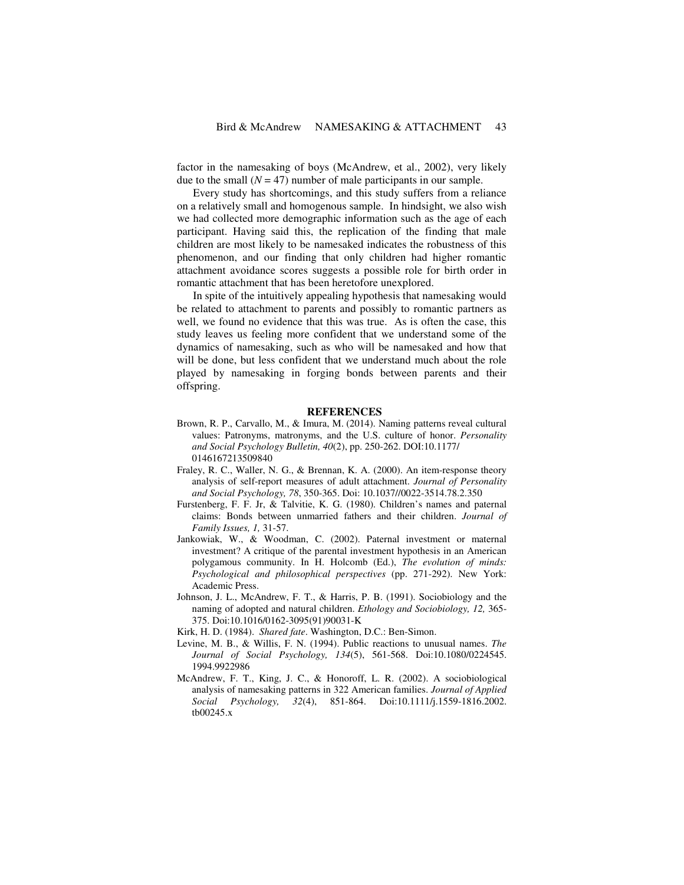factor in the namesaking of boys (McAndrew, et al., 2002), very likely due to the small ($N = 47$) number of male participants in our sample.

Every study has shortcomings, and this study suffers from a reliance on a relatively small and homogenous sample. In hindsight, we also wish we had collected more demographic information such as the age of each participant. Having said this, the replication of the finding that male children are most likely to be namesaked indicates the robustness of this phenomenon, and our finding that only children had higher romantic attachment avoidance scores suggests a possible role for birth order in romantic attachment that has been heretofore unexplored.

In spite of the intuitively appealing hypothesis that namesaking would be related to attachment to parents and possibly to romantic partners as well, we found no evidence that this was true. As is often the case, this study leaves us feeling more confident that we understand some of the dynamics of namesaking, such as who will be namesaked and how that will be done, but less confident that we understand much about the role played by namesaking in forging bonds between parents and their offspring.

## REFERENCES

Brown, R. P., Carvallo, M., & Imura, M. (2014). Naming patterns reveal cultural values: Patronyms, matronyms, and the U.S. culture of honor. *Personality and Social Psychology Bulletin, 40*(2), pp. 250-262. DOI:10.1177/0146167213509840

Fraley, R. C., Waller, N. G., & Brennan, K. A. (2000). An item-response theory analysis of self-report measures of adult attachment. *Journal of Personality and Social Psychology, 78*, 350-365. Doi: 10.1037//0022-3514.78.2.350

Furstenberg, F. F. Jr, & Talvitie, K. G. (1980). Children's names and paternal claims: Bonds between unmarried fathers and their children. *Journal of Family Issues, 1,* 31-57.

Jankowiak, W., & Woodman, C. (2002). Paternal investment or maternal investment? A critique of the parental investment hypothesis in an American polygamous community. In H. Holcomb (Ed.), *The evolution of minds: Psychological and philosophical perspectives* (pp. 271-292). New York: Academic Press.

Johnson, J. L., McAndrew, F. T., & Harris, P. B. (1991). Sociobiology and the naming of adopted and natural children. *Ethology and Sociobiology, 12,* 365-375. Doi:10.1016/0162-3095(91)90031-K

Kirk, H. D. (1984). *Shared fate*. Washington, D.C.: Ben-Simon.

Levine, M. B., & Willis, F. N. (1994). Public reactions to unusual names. *The Journal of Social Psychology, 134*(5), 561-568. Doi:10.1080/0224545.1994.9922986

McAndrew, F. T., King, J. C., & Honoroff, L. R. (2002). A sociobiological analysis of namesaking patterns in 322 American families. *Journal of Applied Social Psychology, 32*(4), 851-864. Doi:10.1111/j.1559-1816.2002.tb00245.x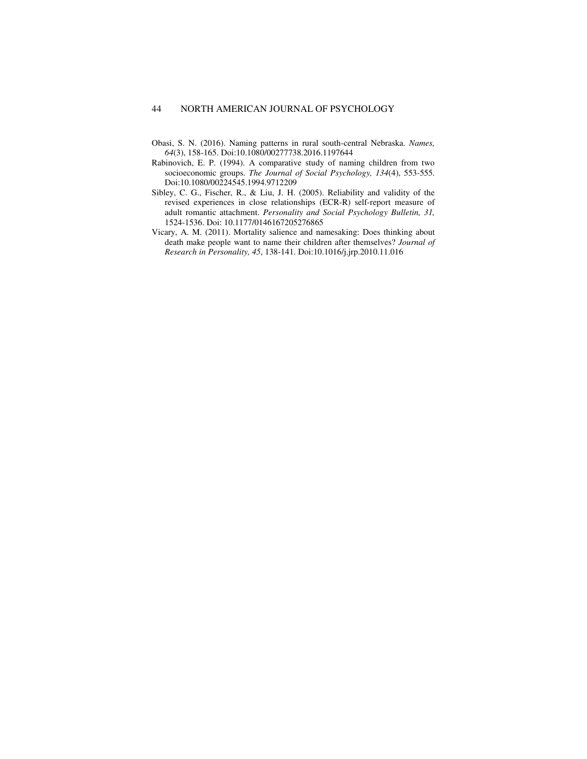Obasi, S. N. (2016). Naming patterns in rural south-central Nebraska. *Names, 64*(3), 158-165. Doi:10.1080/00277738.2016.1197644

Rabinovich, E. P. (1994). A comparative study of naming children from two socioeconomic groups. *The Journal of Social Psychology, 134*(4), 553-555. Doi:10.1080/00224545.1994.9712209

Sibley, C. G., Fischer, R., & Liu, J. H. (2005). Reliability and validity of the revised experiences in close relationships (ECR-R) self-report measure of adult romantic attachment. *Personality and Social Psychology Bulletin, 31,* 1524-1536. Doi: 10.1177/0146167205276865

Vicary, A. M. (2011). Mortality salience and namesaking: Does thinking about death make people want to name their children after themselves? *Journal of Research in Personality, 45*, 138-141. Doi:10.1016/j.jrp.2010.11.016